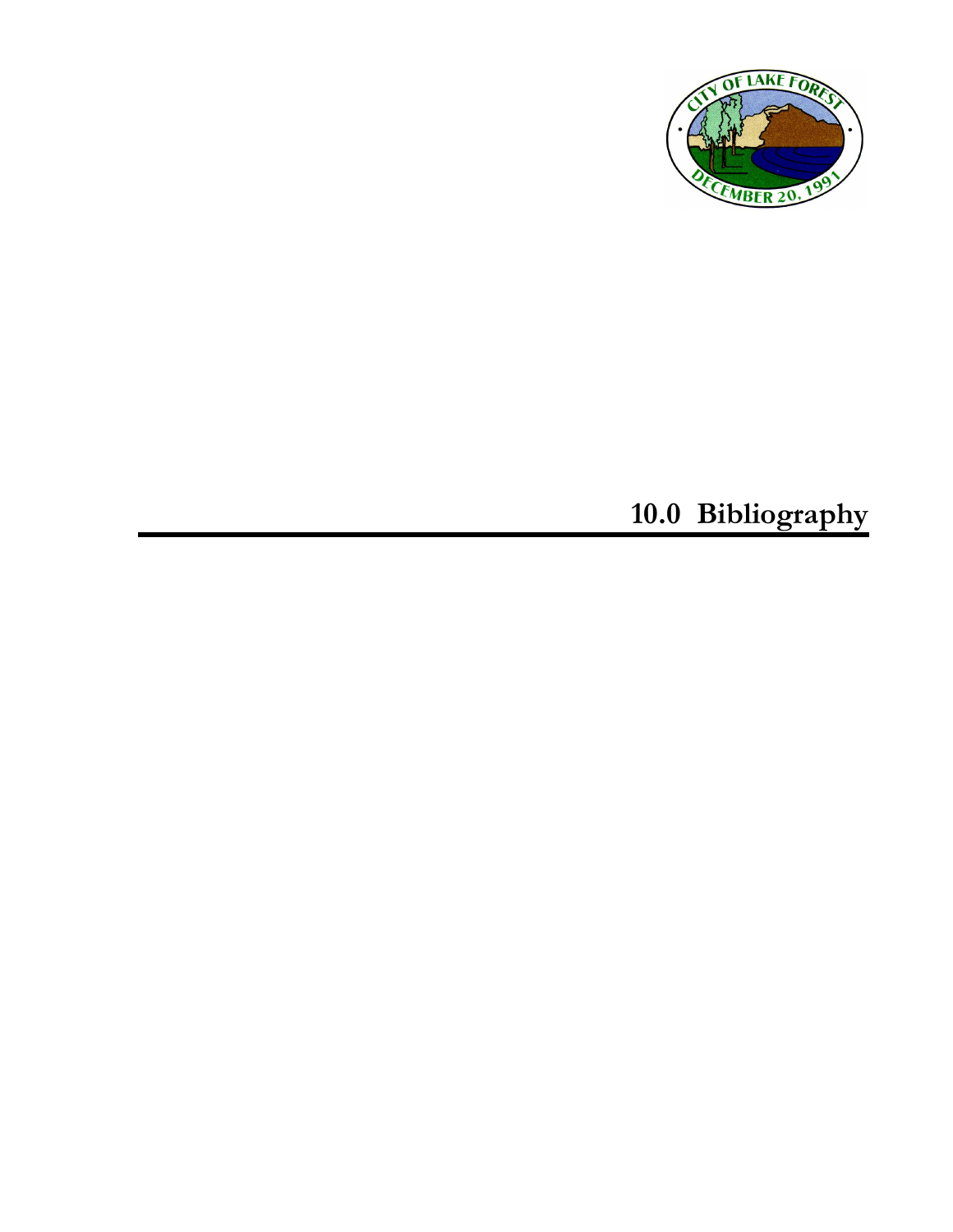# 10.0 Bibliography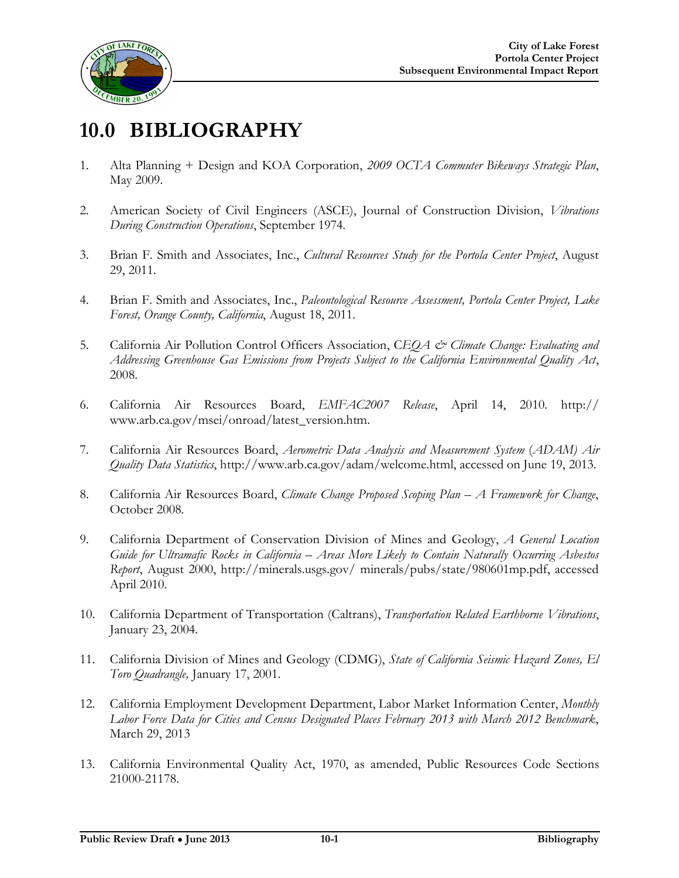# 10.0 BIBLIOGRAPHY

1. Alta Planning + Design and KOA Corporation, *2009 OCTA Commuter Bikeways Strategic Plan*, May 2009.

2. American Society of Civil Engineers (ASCE), Journal of Construction Division, *Vibrations During Construction Operations*, September 1974.

3. Brian F. Smith and Associates, Inc., *Cultural Resources Study for the Portola Center Project*, August 29, 2011.

4. Brian F. Smith and Associates, Inc., *Paleontological Resource Assessment, Portola Center Project, Lake Forest, Orange County, California*, August 18, 2011.

5. California Air Pollution Control Officers Association, C*EQA & Climate Change: Evaluating and Addressing Greenhouse Gas Emissions from Projects Subject to the California Environmental Quality Act*, 2008.

6. California Air Resources Board, *EMFAC2007 Release*, April 14, 2010. http://www.arb.ca.gov/msei/onroad/latest_version.htm.

7. California Air Resources Board, *Aerometric Data Analysis and Measurement System* (*ADAM) Air Quality Data Statistics*, http://www.arb.ca.gov/adam/welcome.html, accessed on June 19, 2013.

8. California Air Resources Board, *Climate Change Proposed Scoping Plan – A Framework for Change*, October 2008.

9. California Department of Conservation Division of Mines and Geology, *A General Location Guide for Ultramafic Rocks in California – Areas More Likely to Contain Naturally Occurring Asbestos Report*, August 2000, http://minerals.usgs.gov/ minerals/pubs/state/980601mp.pdf, accessed April 2010.

10. California Department of Transportation (Caltrans), *Transportation Related Earthborne Vibrations*, January 23, 2004.

11. California Division of Mines and Geology (CDMG), *State of California Seismic Hazard Zones, El Toro Quadrangle,* January 17, 2001.

12. California Employment Development Department, Labor Market Information Center, *Monthly Labor Force Data for Cities and Census Designated Places February 2013 with March 2012 Benchmark*, March 29, 2013

13. California Environmental Quality Act, 1970, as amended, Public Resources Code Sections 21000-21178.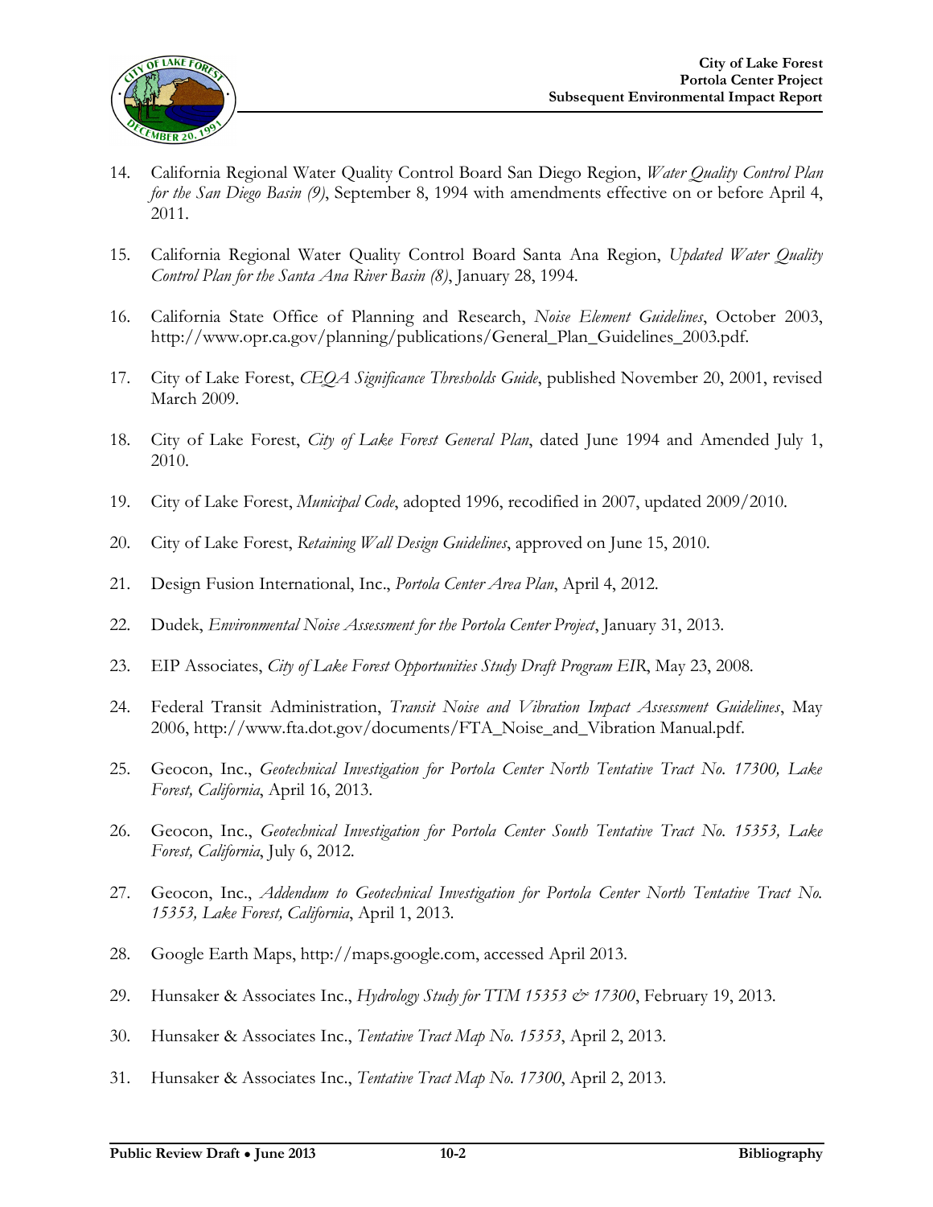14. California Regional Water Quality Control Board San Diego Region, *Water Quality Control Plan for the San Diego Basin (9)*, September 8, 1994 with amendments effective on or before April 4, 2011.

15. California Regional Water Quality Control Board Santa Ana Region, *Updated Water Quality Control Plan for the Santa Ana River Basin (8)*, January 28, 1994.

16. California State Office of Planning and Research, *Noise Element Guidelines*, October 2003, http://www.opr.ca.gov/planning/publications/General_Plan_Guidelines_2003.pdf.

17. City of Lake Forest, *CEQA Significance Thresholds Guide*, published November 20, 2001, revised March 2009.

18. City of Lake Forest, *City of Lake Forest General Plan*, dated June 1994 and Amended July 1, 2010.

19. City of Lake Forest, *Municipal Code*, adopted 1996, recodified in 2007, updated 2009/2010.

20. City of Lake Forest, *Retaining Wall Design Guidelines*, approved on June 15, 2010.

21. Design Fusion International, Inc., *Portola Center Area Plan*, April 4, 2012.

22. Dudek, *Environmental Noise Assessment for the Portola Center Project*, January 31, 2013.

23. EIP Associates, *City of Lake Forest Opportunities Study Draft Program EIR*, May 23, 2008.

24. Federal Transit Administration, *Transit Noise and Vibration Impact Assessment Guidelines*, May 2006, http://www.fta.dot.gov/documents/FTA_Noise_and_Vibration Manual.pdf.

25. Geocon, Inc., *Geotechnical Investigation for Portola Center North Tentative Tract No. 17300, Lake Forest, California*, April 16, 2013.

26. Geocon, Inc., *Geotechnical Investigation for Portola Center South Tentative Tract No. 15353, Lake Forest, California*, July 6, 2012.

27. Geocon, Inc., *Addendum to Geotechnical Investigation for Portola Center North Tentative Tract No. 15353, Lake Forest, California*, April 1, 2013.

28. Google Earth Maps, http://maps.google.com, accessed April 2013.

29. Hunsaker & Associates Inc., *Hydrology Study for TTM 15353 & 17300*, February 19, 2013.

30. Hunsaker & Associates Inc., *Tentative Tract Map No. 15353*, April 2, 2013.

31. Hunsaker & Associates Inc., *Tentative Tract Map No. 17300*, April 2, 2013.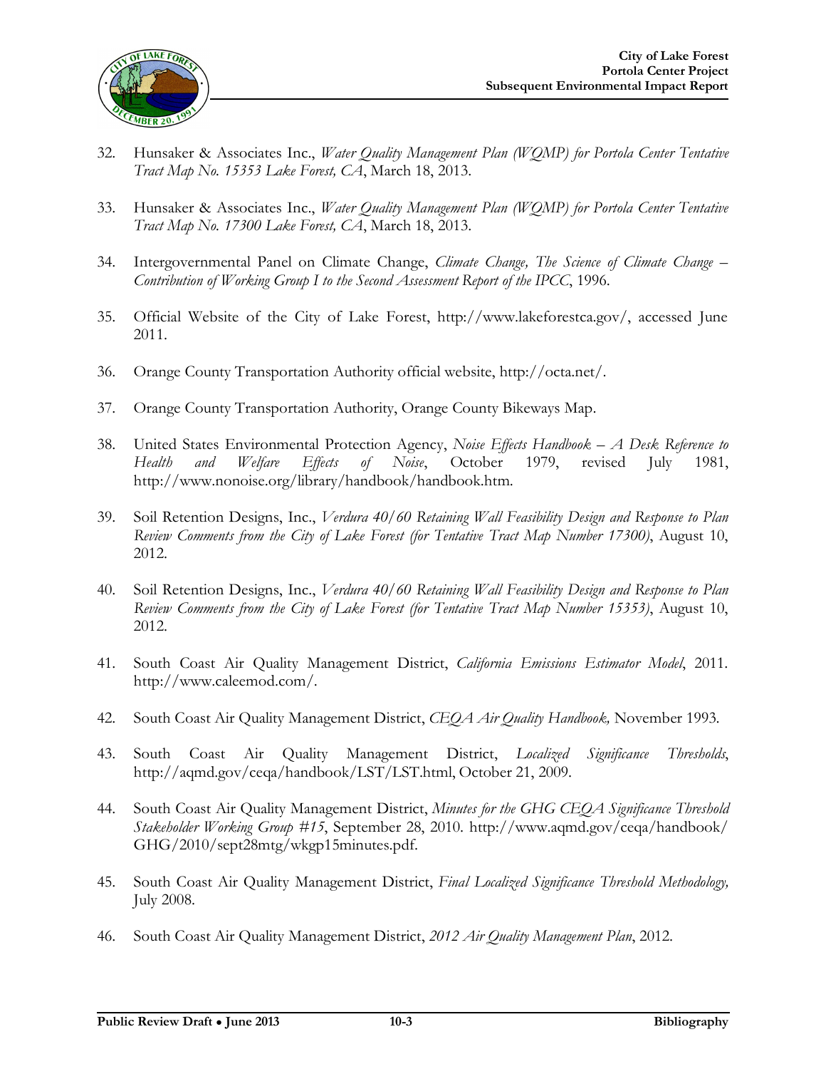32. Hunsaker & Associates Inc., *Water Quality Management Plan (WQMP) for Portola Center Tentative Tract Map No. 15353 Lake Forest, CA*, March 18, 2013.

33. Hunsaker & Associates Inc., *Water Quality Management Plan (WQMP) for Portola Center Tentative Tract Map No. 17300 Lake Forest, CA*, March 18, 2013.

34. Intergovernmental Panel on Climate Change, *Climate Change, The Science of Climate Change – Contribution of Working Group I to the Second Assessment Report of the IPCC*, 1996.

35. Official Website of the City of Lake Forest, http://www.lakeforestca.gov/, accessed June 2011.

36. Orange County Transportation Authority official website, http://octa.net/.

37. Orange County Transportation Authority, Orange County Bikeways Map.

38. United States Environmental Protection Agency, *Noise Effects Handbook – A Desk Reference to Health and Welfare Effects of Noise*, October 1979, revised July 1981, http://www.nonoise.org/library/handbook/handbook.htm.

39. Soil Retention Designs, Inc., *Verdura 40/60 Retaining Wall Feasibility Design and Response to Plan Review Comments from the City of Lake Forest (for Tentative Tract Map Number 17300)*, August 10, 2012.

40. Soil Retention Designs, Inc., *Verdura 40/60 Retaining Wall Feasibility Design and Response to Plan Review Comments from the City of Lake Forest (for Tentative Tract Map Number 15353)*, August 10, 2012.

41. South Coast Air Quality Management District, *California Emissions Estimator Model*, 2011. http://www.caleemod.com/.

42. South Coast Air Quality Management District, *CEQA Air Quality Handbook,* November 1993.

43. South Coast Air Quality Management District, *Localized Significance Thresholds*, http://aqmd.gov/ceqa/handbook/LST/LST.html, October 21, 2009.

44. South Coast Air Quality Management District, *Minutes for the GHG CEQA Significance Threshold Stakeholder Working Group #15*, September 28, 2010. http://www.aqmd.gov/ceqa/handbook/GHG/2010/sept28mtg/wkgp15minutes.pdf.

45. South Coast Air Quality Management District, *Final Localized Significance Threshold Methodology,* July 2008.

46. South Coast Air Quality Management District, *2012 Air Quality Management Plan*, 2012.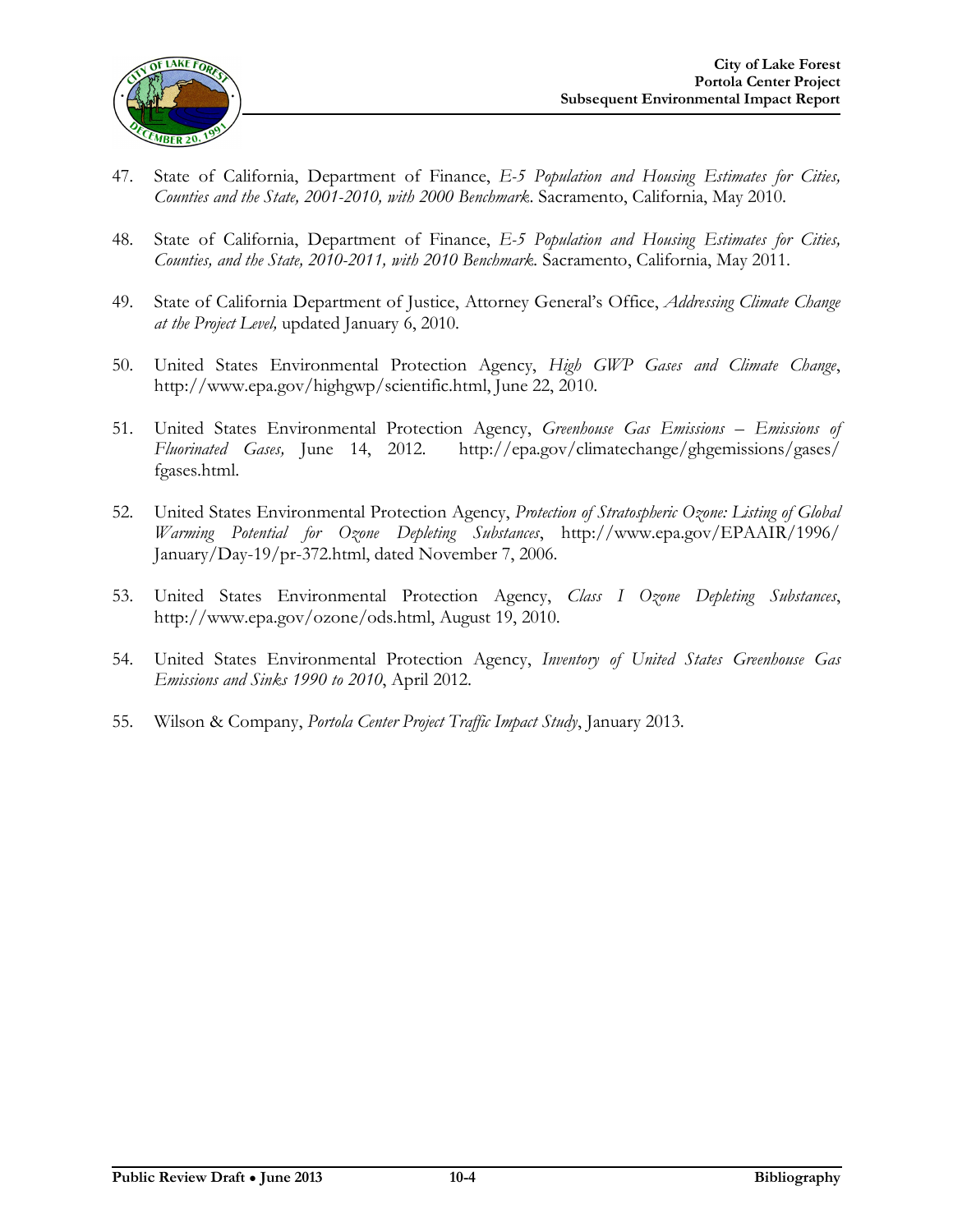47. State of California, Department of Finance, *E-5 Population and Housing Estimates for Cities, Counties and the State, 2001-2010, with 2000 Benchmark*. Sacramento, California, May 2010.

48. State of California, Department of Finance, *E-5 Population and Housing Estimates for Cities, Counties, and the State, 2010-2011, with 2010 Benchmark*. Sacramento, California, May 2011.

49. State of California Department of Justice, Attorney General's Office, *Addressing Climate Change at the Project Level,* updated January 6, 2010.

50. United States Environmental Protection Agency, *High GWP Gases and Climate Change*, http://www.epa.gov/highgwp/scientific.html, June 22, 2010.

51. United States Environmental Protection Agency, *Greenhouse Gas Emissions – Emissions of Fluorinated Gases,* June 14, 2012. http://epa.gov/climatechange/ghgemissions/gases/fgases.html.

52. United States Environmental Protection Agency, *Protection of Stratospheric Ozone: Listing of Global Warming Potential for Ozone Depleting Substances*, http://www.epa.gov/EPAAIR/1996/January/Day-19/pr-372.html, dated November 7, 2006.

53. United States Environmental Protection Agency, *Class I Ozone Depleting Substances*, http://www.epa.gov/ozone/ods.html, August 19, 2010.

54. United States Environmental Protection Agency, *Inventory of United States Greenhouse Gas Emissions and Sinks 1990 to 2010*, April 2012.

55. Wilson & Company, *Portola Center Project Traffic Impact Study*, January 2013.